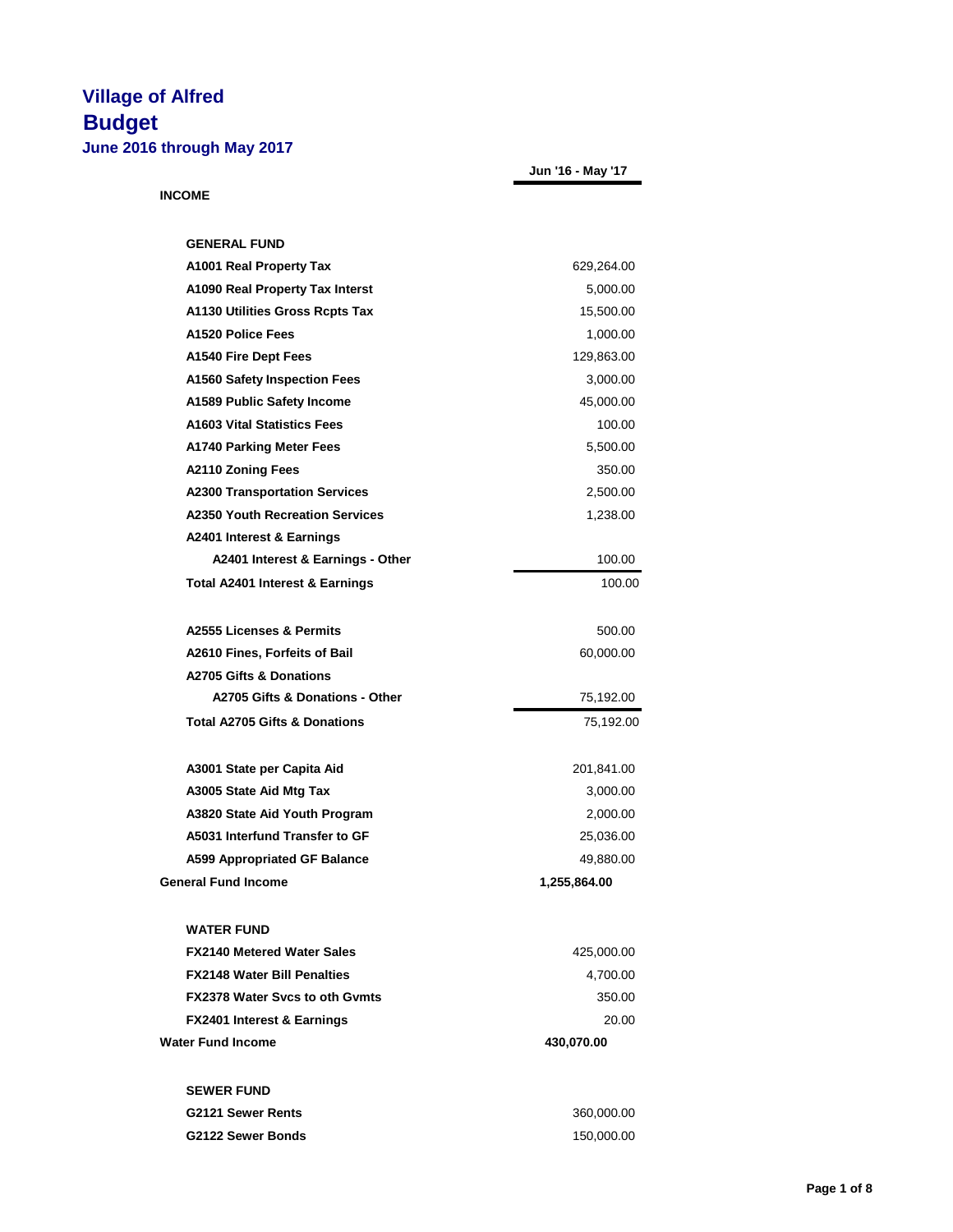# Village of Alfred

# Budget

### June 2016 through May 2017

| | Jun '16 - May '17 |
|---|---|
| **INCOME** | |
| **GENERAL FUND** | |
| **A1001 Real Property Tax** | 629,264.00 |
| **A1090 Real Property Tax Interst** | 5,000.00 |
| **A1130 Utilities Gross Rcpts Tax** | 15,500.00 |
| **A1520 Police Fees** | 1,000.00 |
| **A1540 Fire Dept Fees** | 129,863.00 |
| **A1560 Safety Inspection Fees** | 3,000.00 |
| **A1589 Public Safety Income** | 45,000.00 |
| **A1603 Vital Statistics Fees** | 100.00 |
| **A1740 Parking Meter Fees** | 5,500.00 |
| **A2110 Zoning Fees** | 350.00 |
| **A2300 Transportation Services** | 2,500.00 |
| **A2350 Youth Recreation Services** | 1,238.00 |
| **A2401 Interest & Earnings** | |
| **A2401 Interest & Earnings - Other** | 100.00 |
| **Total A2401 Interest & Earnings** | 100.00 |
| **A2555 Licenses & Permits** | 500.00 |
| **A2610 Fines, Forfeits of Bail** | 60,000.00 |
| **A2705 Gifts & Donations** | |
| **A2705 Gifts & Donations - Other** | 75,192.00 |
| **Total A2705 Gifts & Donations** | 75,192.00 |
| **A3001 State per Capita Aid** | 201,841.00 |
| **A3005 State Aid Mtg Tax** | 3,000.00 |
| **A3820 State Aid Youth Program** | 2,000.00 |
| **A5031 Interfund Transfer to GF** | 25,036.00 |
| **A599 Appropriated GF Balance** | 49,880.00 |
| **General Fund Income** | **1,255,864.00** |
| **WATER FUND** | |
| **FX2140 Metered Water Sales** | 425,000.00 |
| **FX2148 Water Bill Penalties** | 4,700.00 |
| **FX2378 Water Svcs to oth Gvmts** | 350.00 |
| **FX2401 Interest & Earnings** | 20.00 |
| **Water Fund Income** | **430,070.00** |
| **SEWER FUND** | |
| **G2121 Sewer Rents** | 360,000.00 |
| **G2122 Sewer Bonds** | 150,000.00 |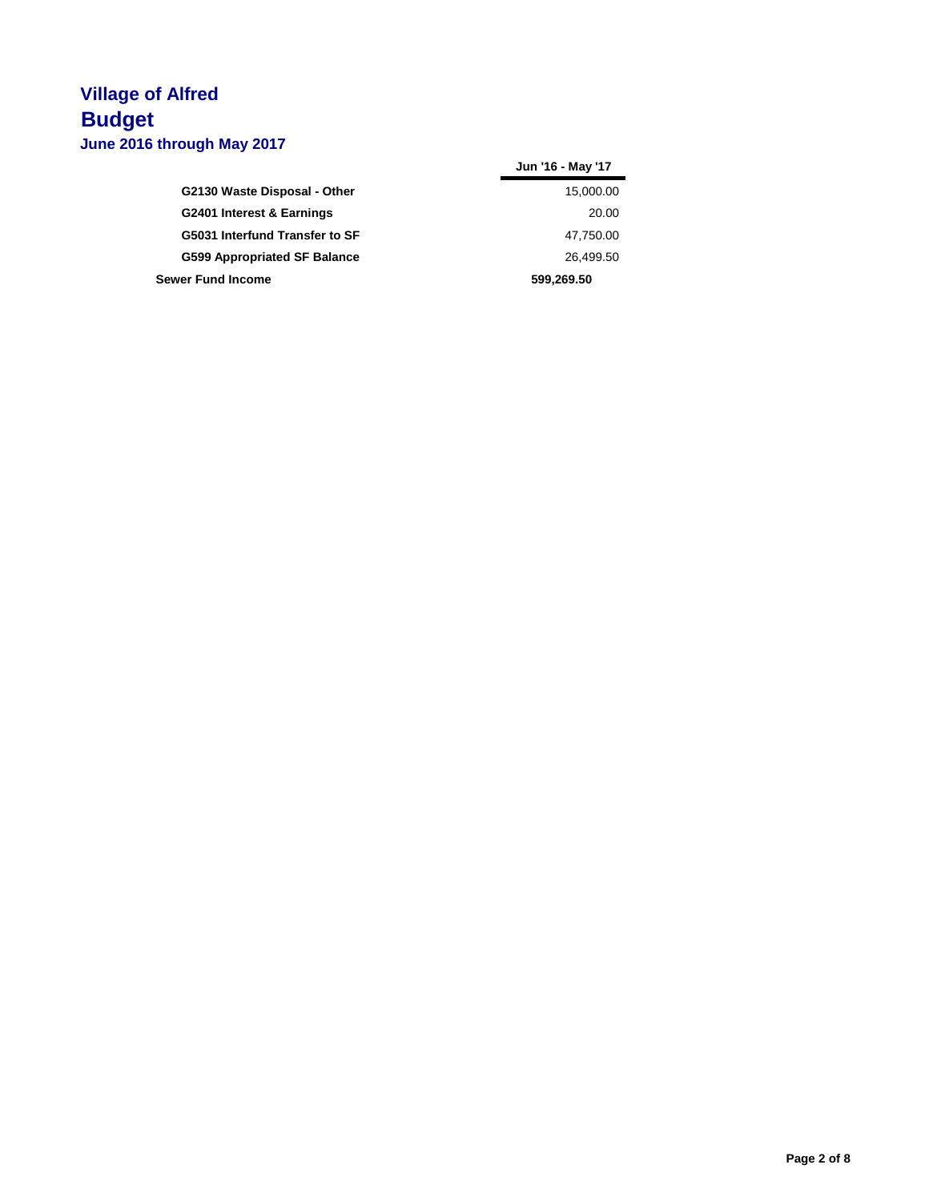# Village of Alfred
## Budget
### June 2016 through May 2017

| | Jun '16 - May '17 |
|---|---|
| **G2130 Waste Disposal - Other** | 15,000.00 |
| **G2401 Interest & Earnings** | 20.00 |
| **G5031 Interfund Transfer to SF** | 47,750.00 |
| **G599 Appropriated SF Balance** | 26,499.50 |
| **Sewer Fund Income** | **599,269.50** |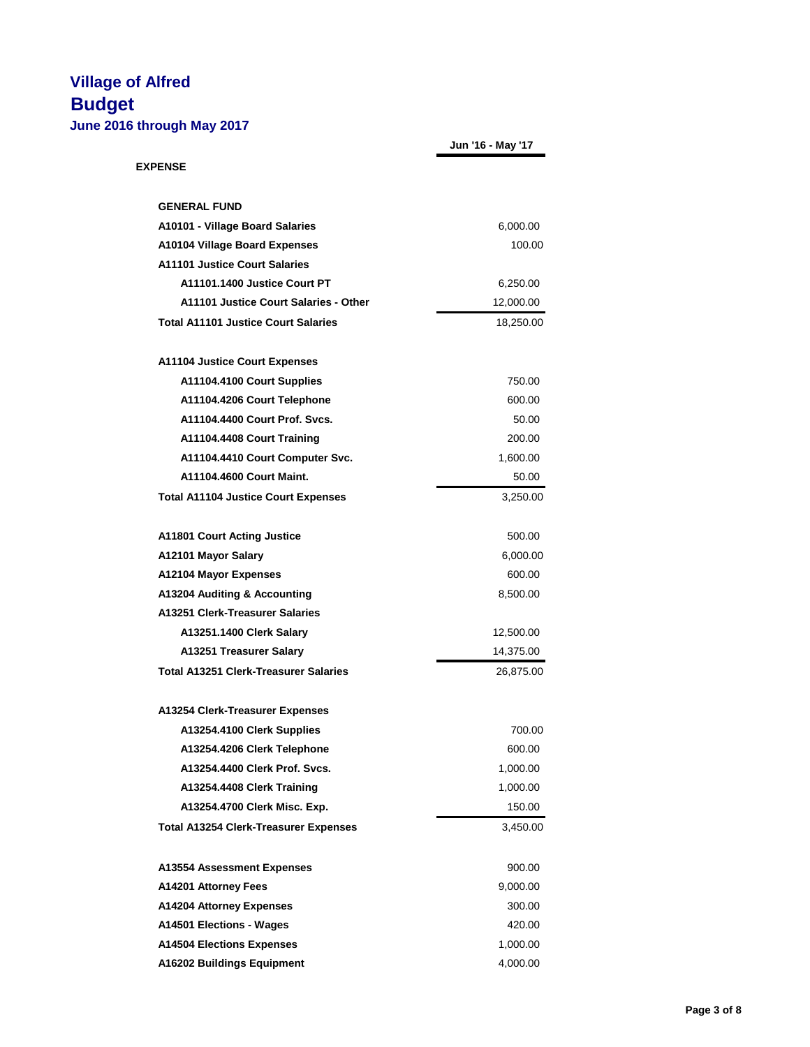# Village of Alfred

## Budget

### June 2016 through May 2017

| | Jun '16 - May '17 |
|---|---|
| **EXPENSE** | |
| **GENERAL FUND** | |
| **A10101 - Village Board Salaries** | 6,000.00 |
| **A10104 Village Board Expenses** | 100.00 |
| **A11101 Justice Court Salaries** | |
| **A11101.1400 Justice Court PT** | 6,250.00 |
| **A11101 Justice Court Salaries - Other** | 12,000.00 |
| **Total A11101 Justice Court Salaries** | 18,250.00 |
| **A11104 Justice Court Expenses** | |
| **A11104.4100 Court Supplies** | 750.00 |
| **A11104.4206 Court Telephone** | 600.00 |
| **A11104.4400 Court Prof. Svcs.** | 50.00 |
| **A11104.4408 Court Training** | 200.00 |
| **A11104.4410 Court Computer Svc.** | 1,600.00 |
| **A11104.4600 Court Maint.** | 50.00 |
| **Total A11104 Justice Court Expenses** | 3,250.00 |
| **A11801 Court Acting Justice** | 500.00 |
| **A12101 Mayor Salary** | 6,000.00 |
| **A12104 Mayor Expenses** | 600.00 |
| **A13204 Auditing & Accounting** | 8,500.00 |
| **A13251 Clerk-Treasurer Salaries** | |
| **A13251.1400 Clerk Salary** | 12,500.00 |
| **A13251 Treasurer Salary** | 14,375.00 |
| **Total A13251 Clerk-Treasurer Salaries** | 26,875.00 |
| **A13254 Clerk-Treasurer Expenses** | |
| **A13254.4100 Clerk Supplies** | 700.00 |
| **A13254.4206 Clerk Telephone** | 600.00 |
| **A13254.4400 Clerk Prof. Svcs.** | 1,000.00 |
| **A13254.4408 Clerk Training** | 1,000.00 |
| **A13254.4700 Clerk Misc. Exp.** | 150.00 |
| **Total A13254 Clerk-Treasurer Expenses** | 3,450.00 |
| **A13554 Assessment Expenses** | 900.00 |
| **A14201 Attorney Fees** | 9,000.00 |
| **A14204 Attorney Expenses** | 300.00 |
| **A14501 Elections - Wages** | 420.00 |
| **A14504 Elections Expenses** | 1,000.00 |
| **A16202 Buildings Equipment** | 4,000.00 |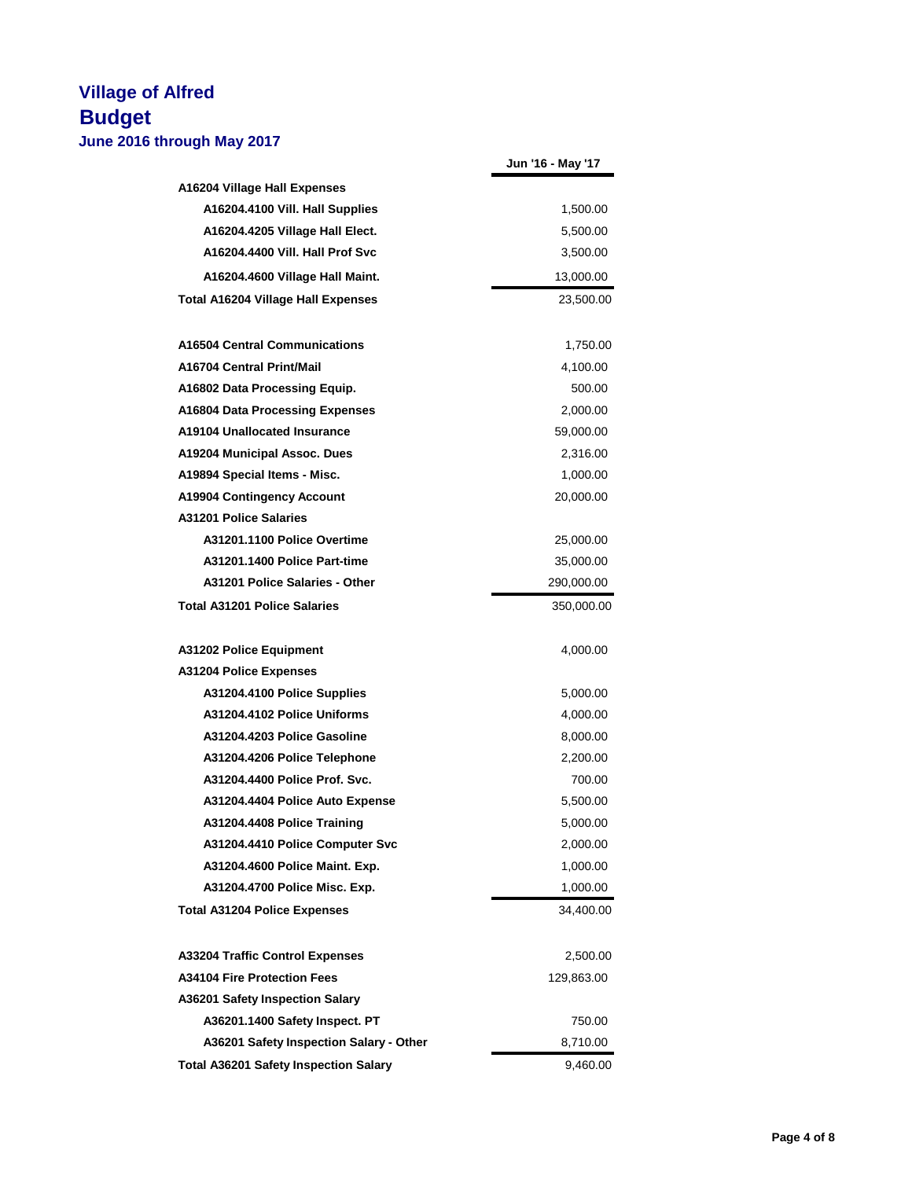# Village of Alfred
## Budget
### June 2016 through May 2017

| | Jun '16 - May '17 |
|---|---|
| **A16204 Village Hall Expenses** | |
| **A16204.4100 Vill. Hall Supplies** | 1,500.00 |
| **A16204.4205 Village Hall Elect.** | 5,500.00 |
| **A16204.4400 Vill. Hall Prof Svc** | 3,500.00 |
| **A16204.4600 Village Hall Maint.** | 13,000.00 |
| **Total A16204 Village Hall Expenses** | 23,500.00 |
| | |
| **A16504 Central Communications** | 1,750.00 |
| **A16704 Central Print/Mail** | 4,100.00 |
| **A16802 Data Processing Equip.** | 500.00 |
| **A16804 Data Processing Expenses** | 2,000.00 |
| **A19104 Unallocated Insurance** | 59,000.00 |
| **A19204 Municipal Assoc. Dues** | 2,316.00 |
| **A19894 Special Items - Misc.** | 1,000.00 |
| **A19904 Contingency Account** | 20,000.00 |
| **A31201 Police Salaries** | |
| **A31201.1100 Police Overtime** | 25,000.00 |
| **A31201.1400 Police Part-time** | 35,000.00 |
| **A31201 Police Salaries - Other** | 290,000.00 |
| **Total A31201 Police Salaries** | 350,000.00 |
| | |
| **A31202 Police Equipment** | 4,000.00 |
| **A31204 Police Expenses** | |
| **A31204.4100 Police Supplies** | 5,000.00 |
| **A31204.4102 Police Uniforms** | 4,000.00 |
| **A31204.4203 Police Gasoline** | 8,000.00 |
| **A31204.4206 Police Telephone** | 2,200.00 |
| **A31204.4400 Police Prof. Svc.** | 700.00 |
| **A31204.4404 Police Auto Expense** | 5,500.00 |
| **A31204.4408 Police Training** | 5,000.00 |
| **A31204.4410 Police Computer Svc** | 2,000.00 |
| **A31204.4600 Police Maint. Exp.** | 1,000.00 |
| **A31204.4700 Police Misc. Exp.** | 1,000.00 |
| **Total A31204 Police Expenses** | 34,400.00 |
| | |
| **A33204 Traffic Control Expenses** | 2,500.00 |
| **A34104 Fire Protection Fees** | 129,863.00 |
| **A36201 Safety Inspection Salary** | |
| **A36201.1400 Safety Inspect. PT** | 750.00 |
| **A36201 Safety Inspection Salary - Other** | 8,710.00 |
| **Total A36201 Safety Inspection Salary** | 9,460.00 |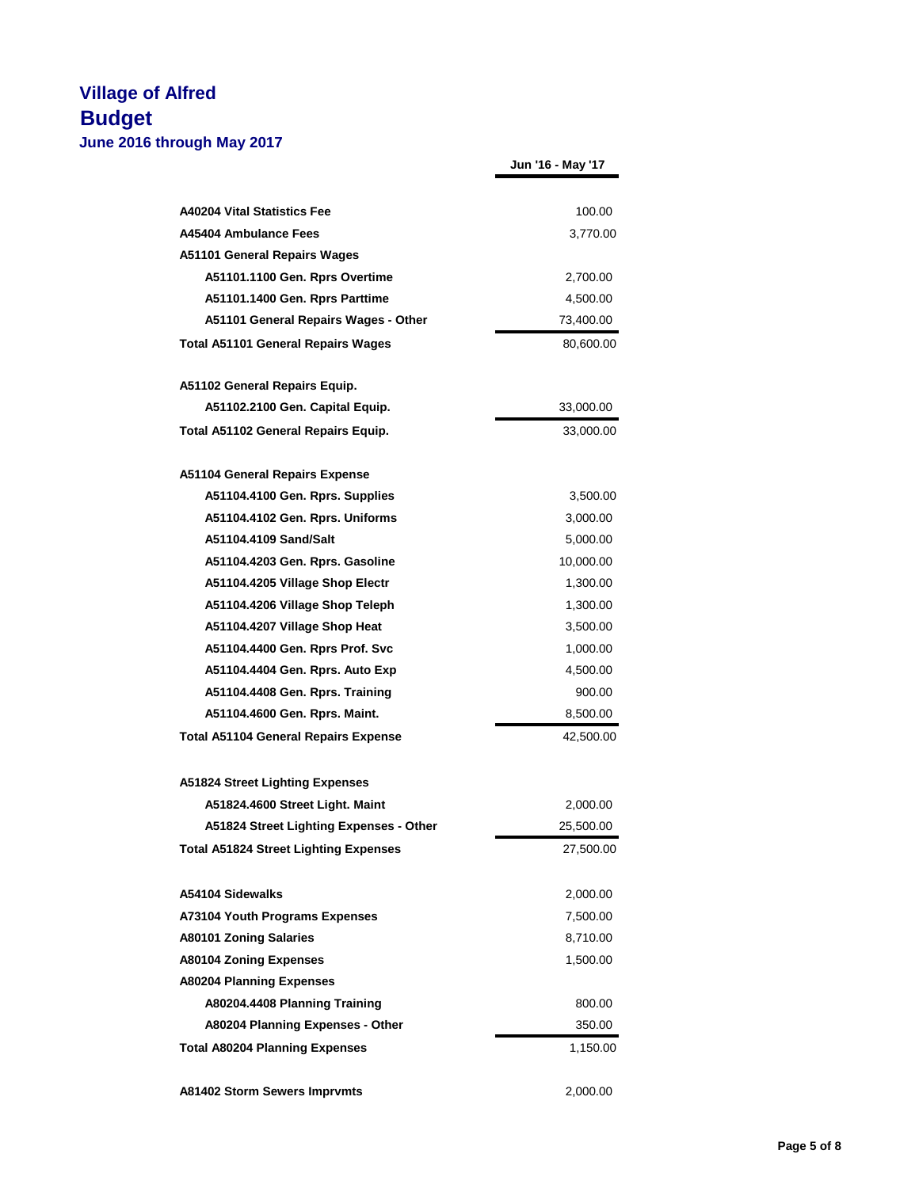# Village of Alfred
## Budget
### June 2016 through May 2017

| | Jun '16 - May '17 |
|---|---|
| **A40204 Vital Statistics Fee** | 100.00 |
| **A45404 Ambulance Fees** | 3,770.00 |
| **A51101 General Repairs Wages** | |
| **A51101.1100 Gen. Rprs Overtime** | 2,700.00 |
| **A51101.1400 Gen. Rprs Parttime** | 4,500.00 |
| **A51101 General Repairs Wages - Other** | 73,400.00 |
| **Total A51101 General Repairs Wages** | 80,600.00 |
| **A51102 General Repairs Equip.** | |
| **A51102.2100 Gen. Capital Equip.** | 33,000.00 |
| **Total A51102 General Repairs Equip.** | 33,000.00 |
| **A51104 General Repairs Expense** | |
| **A51104.4100 Gen. Rprs. Supplies** | 3,500.00 |
| **A51104.4102 Gen. Rprs. Uniforms** | 3,000.00 |
| **A51104.4109 Sand/Salt** | 5,000.00 |
| **A51104.4203 Gen. Rprs. Gasoline** | 10,000.00 |
| **A51104.4205 Village Shop Electr** | 1,300.00 |
| **A51104.4206 Village Shop Teleph** | 1,300.00 |
| **A51104.4207 Village Shop Heat** | 3,500.00 |
| **A51104.4400 Gen. Rprs Prof. Svc** | 1,000.00 |
| **A51104.4404 Gen. Rprs. Auto Exp** | 4,500.00 |
| **A51104.4408 Gen. Rprs. Training** | 900.00 |
| **A51104.4600 Gen. Rprs. Maint.** | 8,500.00 |
| **Total A51104 General Repairs Expense** | 42,500.00 |
| **A51824 Street Lighting Expenses** | |
| **A51824.4600 Street Light. Maint** | 2,000.00 |
| **A51824 Street Lighting Expenses - Other** | 25,500.00 |
| **Total A51824 Street Lighting Expenses** | 27,500.00 |
| **A54104 Sidewalks** | 2,000.00 |
| **A73104 Youth Programs Expenses** | 7,500.00 |
| **A80101 Zoning Salaries** | 8,710.00 |
| **A80104 Zoning Expenses** | 1,500.00 |
| **A80204 Planning Expenses** | |
| **A80204.4408 Planning Training** | 800.00 |
| **A80204 Planning Expenses - Other** | 350.00 |
| **Total A80204 Planning Expenses** | 1,150.00 |
| **A81402 Storm Sewers Imprvmts** | 2,000.00 |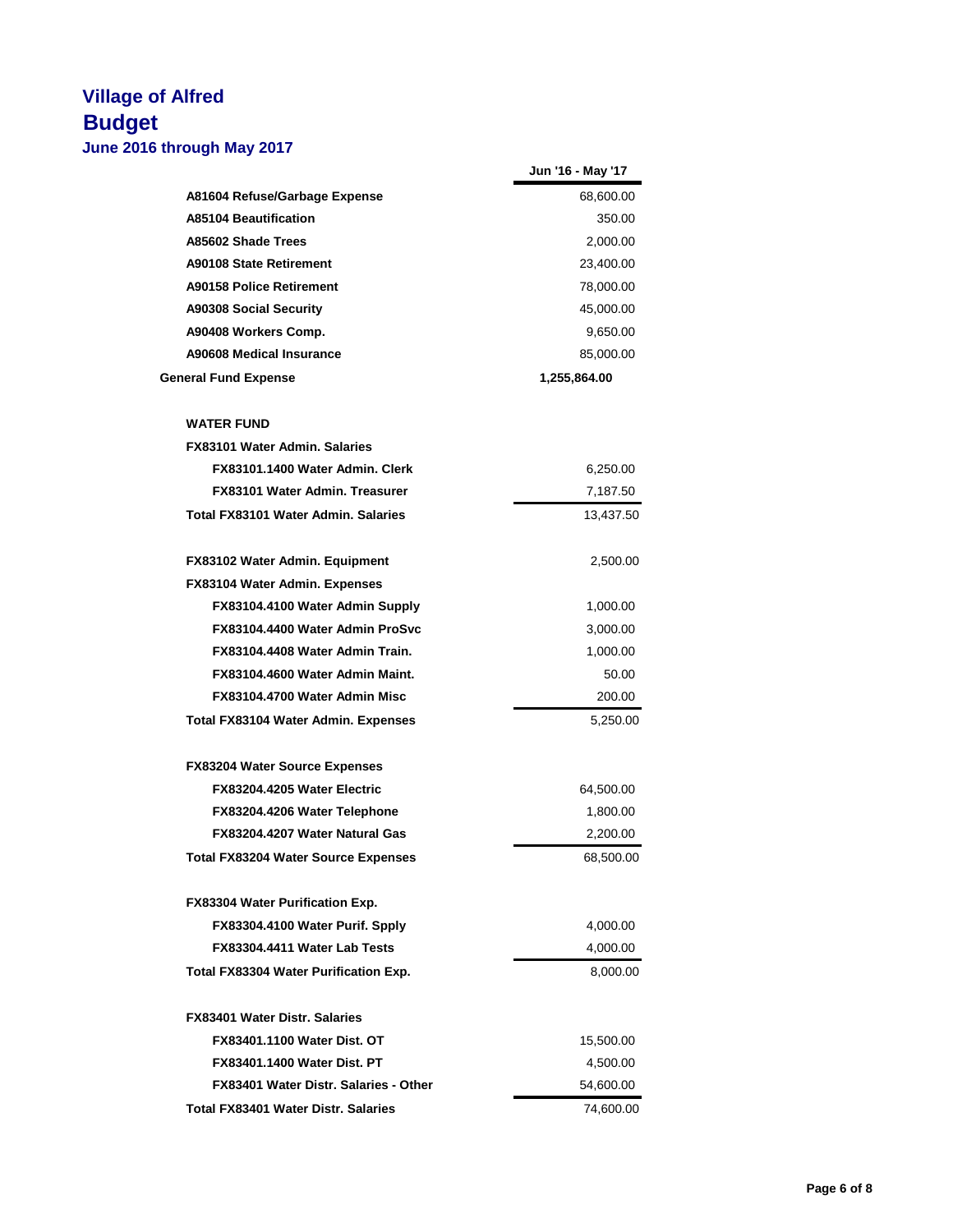# Village of Alfred
## Budget
### June 2016 through May 2017

| | Jun '16 - May '17 |
|---|---|
| **A81604 Refuse/Garbage Expense** | 68,600.00 |
| **A85104 Beautification** | 350.00 |
| **A85602 Shade Trees** | 2,000.00 |
| **A90108 State Retirement** | 23,400.00 |
| **A90158 Police Retirement** | 78,000.00 |
| **A90308 Social Security** | 45,000.00 |
| **A90408 Workers Comp.** | 9,650.00 |
| **A90608 Medical Insurance** | 85,000.00 |
| **General Fund Expense** | **1,255,864.00** |
| | |
| **WATER FUND** | |
| **FX83101 Water Admin. Salaries** | |
| **FX83101.1400 Water Admin. Clerk** | 6,250.00 |
| **FX83101 Water Admin. Treasurer** | 7,187.50 |
| **Total FX83101 Water Admin. Salaries** | 13,437.50 |
| | |
| **FX83102 Water Admin. Equipment** | 2,500.00 |
| **FX83104 Water Admin. Expenses** | |
| **FX83104.4100 Water Admin Supply** | 1,000.00 |
| **FX83104.4400 Water Admin ProSvc** | 3,000.00 |
| **FX83104.4408 Water Admin Train.** | 1,000.00 |
| **FX83104.4600 Water Admin Maint.** | 50.00 |
| **FX83104.4700 Water Admin Misc** | 200.00 |
| **Total FX83104 Water Admin. Expenses** | 5,250.00 |
| | |
| **FX83204 Water Source Expenses** | |
| **FX83204.4205 Water Electric** | 64,500.00 |
| **FX83204.4206 Water Telephone** | 1,800.00 |
| **FX83204.4207 Water Natural Gas** | 2,200.00 |
| **Total FX83204 Water Source Expenses** | 68,500.00 |
| | |
| **FX83304 Water Purification Exp.** | |
| **FX83304.4100 Water Purif. Spply** | 4,000.00 |
| **FX83304.4411 Water Lab Tests** | 4,000.00 |
| **Total FX83304 Water Purification Exp.** | 8,000.00 |
| | |
| **FX83401 Water Distr. Salaries** | |
| **FX83401.1100 Water Dist. OT** | 15,500.00 |
| **FX83401.1400 Water Dist. PT** | 4,500.00 |
| **FX83401 Water Distr. Salaries - Other** | 54,600.00 |
| **Total FX83401 Water Distr. Salaries** | 74,600.00 |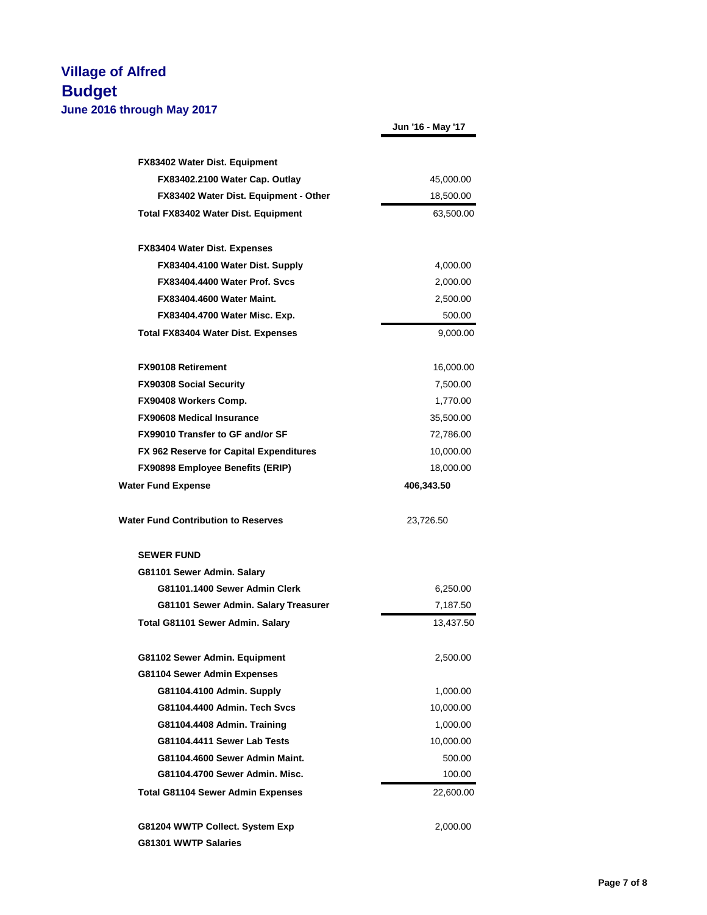# Village of Alfred
## Budget
### June 2016 through May 2017

| | Jun '16 - May '17 |
|---|---|
| **FX83402 Water Dist. Equipment** | |
| **FX83402.2100 Water Cap. Outlay** | 45,000.00 |
| **FX83402 Water Dist. Equipment - Other** | 18,500.00 |
| **Total FX83402 Water Dist. Equipment** | 63,500.00 |
| | |
| **FX83404 Water Dist. Expenses** | |
| **FX83404.4100 Water Dist. Supply** | 4,000.00 |
| **FX83404.4400 Water Prof. Svcs** | 2,000.00 |
| **FX83404.4600 Water Maint.** | 2,500.00 |
| **FX83404.4700 Water Misc. Exp.** | 500.00 |
| **Total FX83404 Water Dist. Expenses** | 9,000.00 |
| | |
| **FX90108 Retirement** | 16,000.00 |
| **FX90308 Social Security** | 7,500.00 |
| **FX90408 Workers Comp.** | 1,770.00 |
| **FX90608 Medical Insurance** | 35,500.00 |
| **FX99010 Transfer to GF and/or SF** | 72,786.00 |
| **FX 962 Reserve for Capital Expenditures** | 10,000.00 |
| **FX90898 Employee Benefits (ERIP)** | 18,000.00 |
| **Water Fund Expense** | **406,343.50** |
| | |
| **Water Fund Contribution to Reserves** | 23,726.50 |
| | |
| **SEWER FUND** | |
| **G81101 Sewer Admin. Salary** | |
| **G81101.1400 Sewer Admin Clerk** | 6,250.00 |
| **G81101 Sewer Admin. Salary Treasurer** | 7,187.50 |
| **Total G81101 Sewer Admin. Salary** | 13,437.50 |
| | |
| **G81102 Sewer Admin. Equipment** | 2,500.00 |
| **G81104 Sewer Admin Expenses** | |
| **G81104.4100 Admin. Supply** | 1,000.00 |
| **G81104.4400 Admin. Tech Svcs** | 10,000.00 |
| **G81104.4408 Admin. Training** | 1,000.00 |
| **G81104.4411 Sewer Lab Tests** | 10,000.00 |
| **G81104.4600 Sewer Admin Maint.** | 500.00 |
| **G81104.4700 Sewer Admin. Misc.** | 100.00 |
| **Total G81104 Sewer Admin Expenses** | 22,600.00 |
| | |
| **G81204 WWTP Collect. System Exp** | 2,000.00 |
| **G81301 WWTP Salaries** | |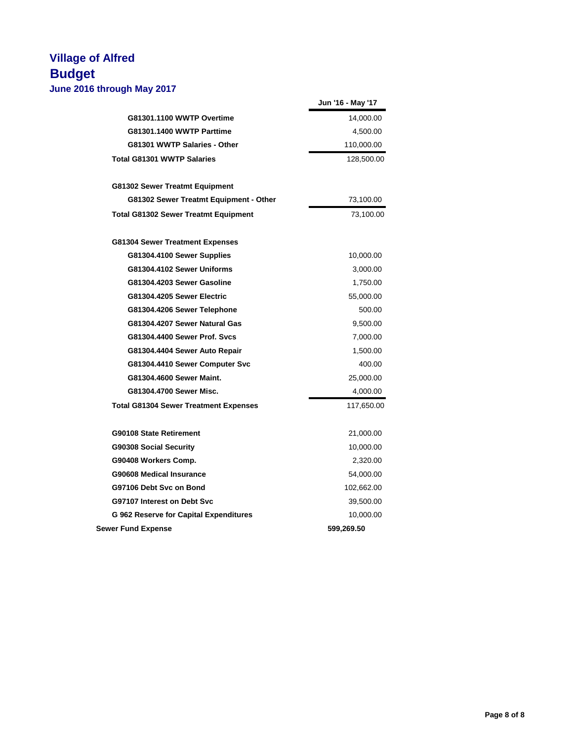# Village of Alfred
## Budget
### June 2016 through May 2017

| | Jun '16 - May '17 |
|---|---|
| G81301.1100 WWTP Overtime | 14,000.00 |
| G81301.1400 WWTP Parttime | 4,500.00 |
| G81301 WWTP Salaries - Other | 110,000.00 |
| **Total G81301 WWTP Salaries** | 128,500.00 |
| | |
| **G81302 Sewer Treatmt Equipment** | |
| G81302 Sewer Treatmt Equipment - Other | 73,100.00 |
| **Total G81302 Sewer Treatmt Equipment** | 73,100.00 |
| | |
| **G81304 Sewer Treatment Expenses** | |
| G81304.4100 Sewer Supplies | 10,000.00 |
| G81304.4102 Sewer Uniforms | 3,000.00 |
| G81304.4203 Sewer Gasoline | 1,750.00 |
| G81304.4205 Sewer Electric | 55,000.00 |
| G81304.4206 Sewer Telephone | 500.00 |
| G81304.4207 Sewer Natural Gas | 9,500.00 |
| G81304.4400 Sewer Prof. Svcs | 7,000.00 |
| G81304.4404 Sewer Auto Repair | 1,500.00 |
| G81304.4410 Sewer Computer Svc | 400.00 |
| G81304.4600 Sewer Maint. | 25,000.00 |
| G81304.4700 Sewer Misc. | 4,000.00 |
| **Total G81304 Sewer Treatment Expenses** | 117,650.00 |
| | |
| G90108 State Retirement | 21,000.00 |
| G90308 Social Security | 10,000.00 |
| G90408 Workers Comp. | 2,320.00 |
| G90608 Medical Insurance | 54,000.00 |
| G97106 Debt Svc on Bond | 102,662.00 |
| G97107 Interest on Debt Svc | 39,500.00 |
| G 962 Reserve for Capital Expenditures | 10,000.00 |
| **Sewer Fund Expense** | **599,269.50** |